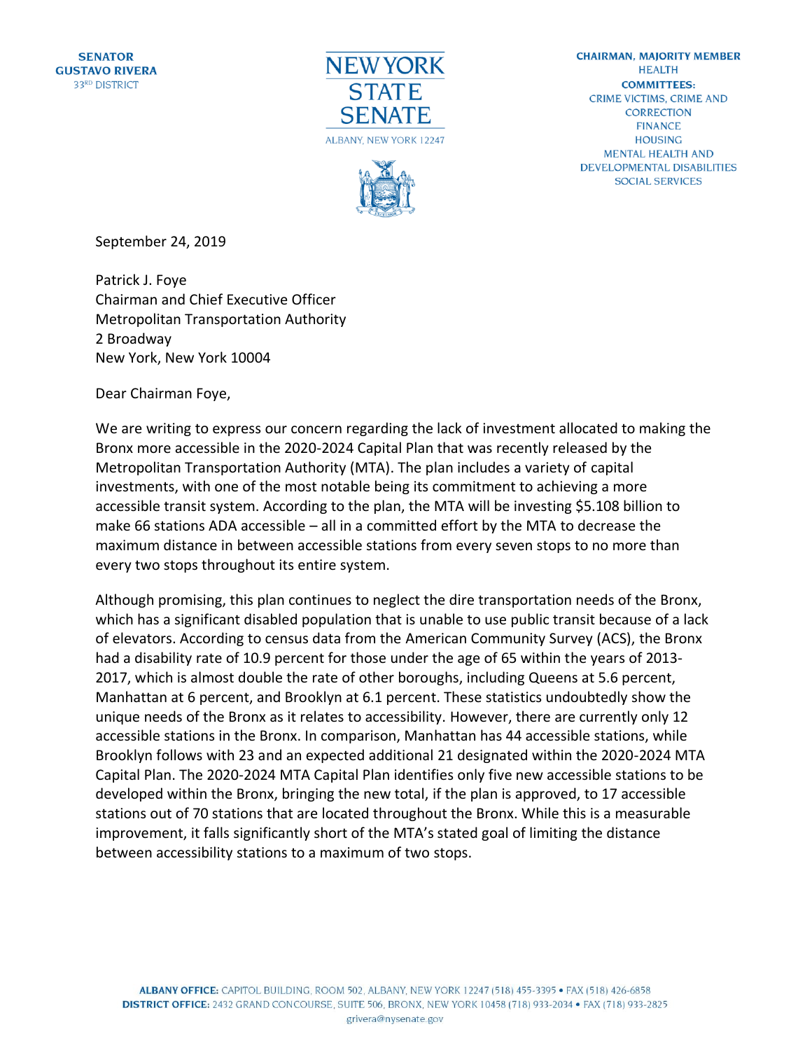**SENATOR**
**GUSTAVO RIVERA**
33RD DISTRICT

NEW YORK
STATE
SENATE
ALBANY, NEW YORK 12247

**CHAIRMAN, MAJORITY MEMBER**
HEALTH
**COMMITTEES:**
CRIME VICTIMS, CRIME AND CORRECTION
FINANCE
HOUSING
MENTAL HEALTH AND DEVELOPMENTAL DISABILITIES
SOCIAL SERVICES

September 24, 2019

Patrick J. Foye
Chairman and Chief Executive Officer
Metropolitan Transportation Authority
2 Broadway
New York, New York 10004

Dear Chairman Foye,

We are writing to express our concern regarding the lack of investment allocated to making the Bronx more accessible in the 2020-2024 Capital Plan that was recently released by the Metropolitan Transportation Authority (MTA). The plan includes a variety of capital investments, with one of the most notable being its commitment to achieving a more accessible transit system. According to the plan, the MTA will be investing $5.108 billion to make 66 stations ADA accessible – all in a committed effort by the MTA to decrease the maximum distance in between accessible stations from every seven stops to no more than every two stops throughout its entire system.

Although promising, this plan continues to neglect the dire transportation needs of the Bronx, which has a significant disabled population that is unable to use public transit because of a lack of elevators. According to census data from the American Community Survey (ACS), the Bronx had a disability rate of 10.9 percent for those under the age of 65 within the years of 2013-2017, which is almost double the rate of other boroughs, including Queens at 5.6 percent, Manhattan at 6 percent, and Brooklyn at 6.1 percent. These statistics undoubtedly show the unique needs of the Bronx as it relates to accessibility. However, there are currently only 12 accessible stations in the Bronx. In comparison, Manhattan has 44 accessible stations, while Brooklyn follows with 23 and an expected additional 21 designated within the 2020-2024 MTA Capital Plan. The 2020-2024 MTA Capital Plan identifies only five new accessible stations to be developed within the Bronx, bringing the new total, if the plan is approved, to 17 accessible stations out of 70 stations that are located throughout the Bronx. While this is a measurable improvement, it falls significantly short of the MTA's stated goal of limiting the distance between accessibility stations to a maximum of two stops.

**ALBANY OFFICE:** CAPITOL BUILDING, ROOM 502, ALBANY, NEW YORK 12247 (518) 455-3395 • FAX (518) 426-6858
**DISTRICT OFFICE:** 2432 GRAND CONCOURSE, SUITE 506, BRONX, NEW YORK 10458 (718) 933-2034 • FAX (718) 933-2825
grivera@nysenate.gov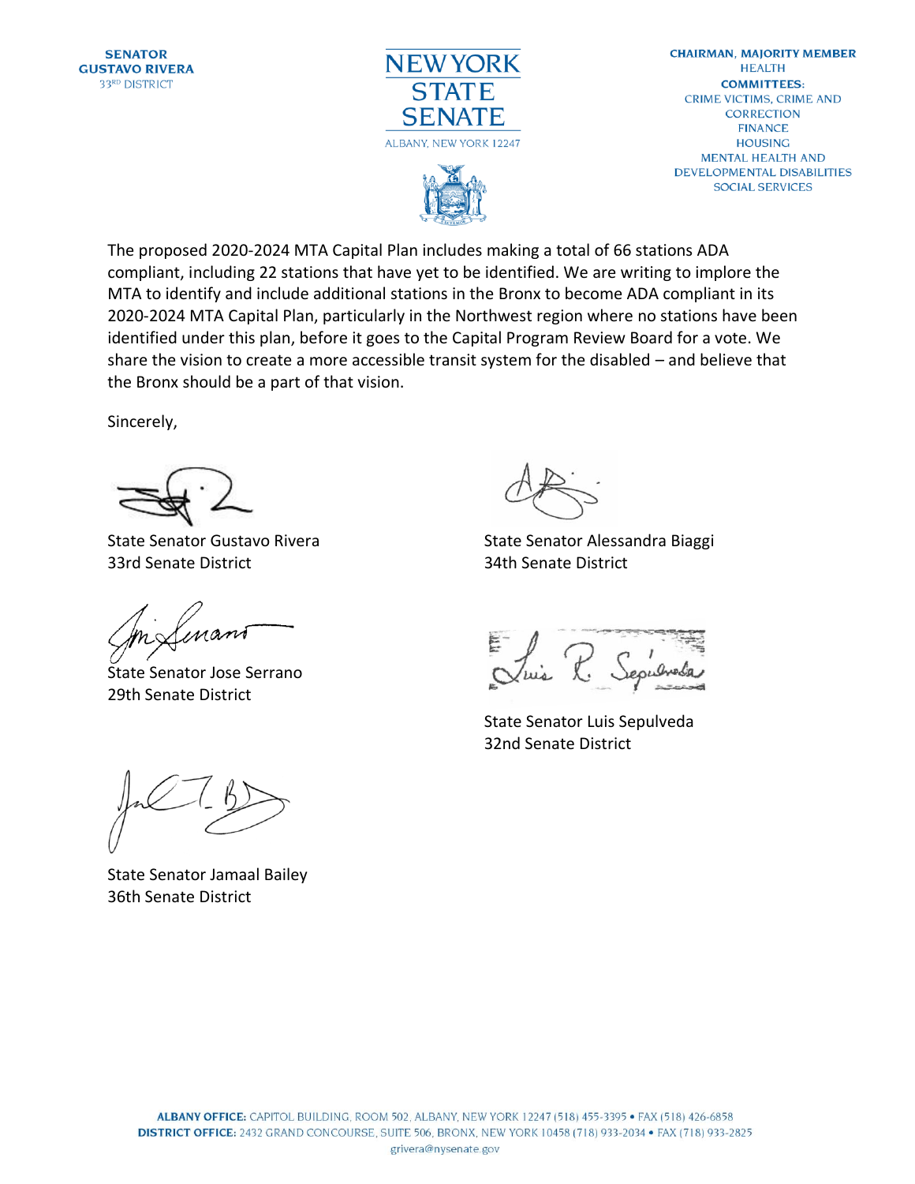SENATOR
GUSTAVO RIVERA
33RD DISTRICT

NEW YORK STATE SENATE
ALBANY, NEW YORK 12247

CHAIRMAN, MAJORITY MEMBER
HEALTH
COMMITTEES:
CRIME VICTIMS, CRIME AND CORRECTION
FINANCE
HOUSING
MENTAL HEALTH AND DEVELOPMENTAL DISABILITIES
SOCIAL SERVICES

The proposed 2020-2024 MTA Capital Plan includes making a total of 66 stations ADA compliant, including 22 stations that have yet to be identified. We are writing to implore the MTA to identify and include additional stations in the Bronx to become ADA compliant in its 2020-2024 MTA Capital Plan, particularly in the Northwest region where no stations have been identified under this plan, before it goes to the Capital Program Review Board for a vote. We share the vision to create a more accessible transit system for the disabled – and believe that the Bronx should be a part of that vision.

Sincerely,

State Senator Gustavo Rivera
33rd Senate District

State Senator Alessandra Biaggi
34th Senate District

State Senator Jose Serrano
29th Senate District

State Senator Luis Sepulveda
32nd Senate District

State Senator Jamaal Bailey
36th Senate District

ALBANY OFFICE: CAPITOL BUILDING, ROOM 502, ALBANY, NEW YORK 12247 (518) 455-3395 • FAX (518) 426-6858
DISTRICT OFFICE: 2432 GRAND CONCOURSE, SUITE 506, BRONX, NEW YORK 10458 (718) 933-2034 • FAX (718) 933-2825
grivera@nysenate.gov